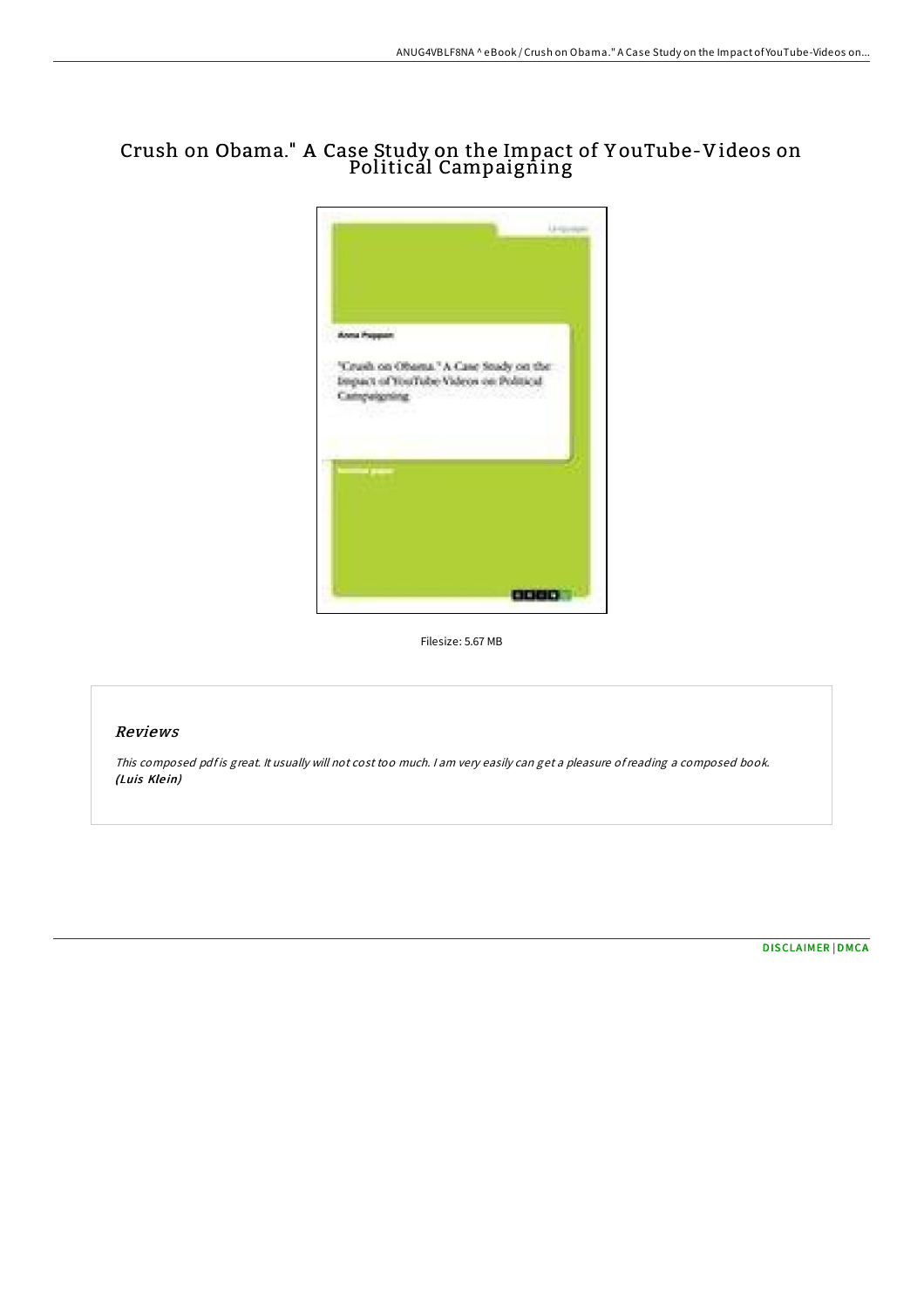# Crush on Obama." A Case Study on the Impact of YouTube-Videos on Political Campaigning

Filesize: 5.67 MB

## Reviews

*This composed pdf is great. It usually will not cost too much. I am very easily can get a pleasure of reading a composed book.*
***(Luis Klein)***

DISCLAIMER | DMCA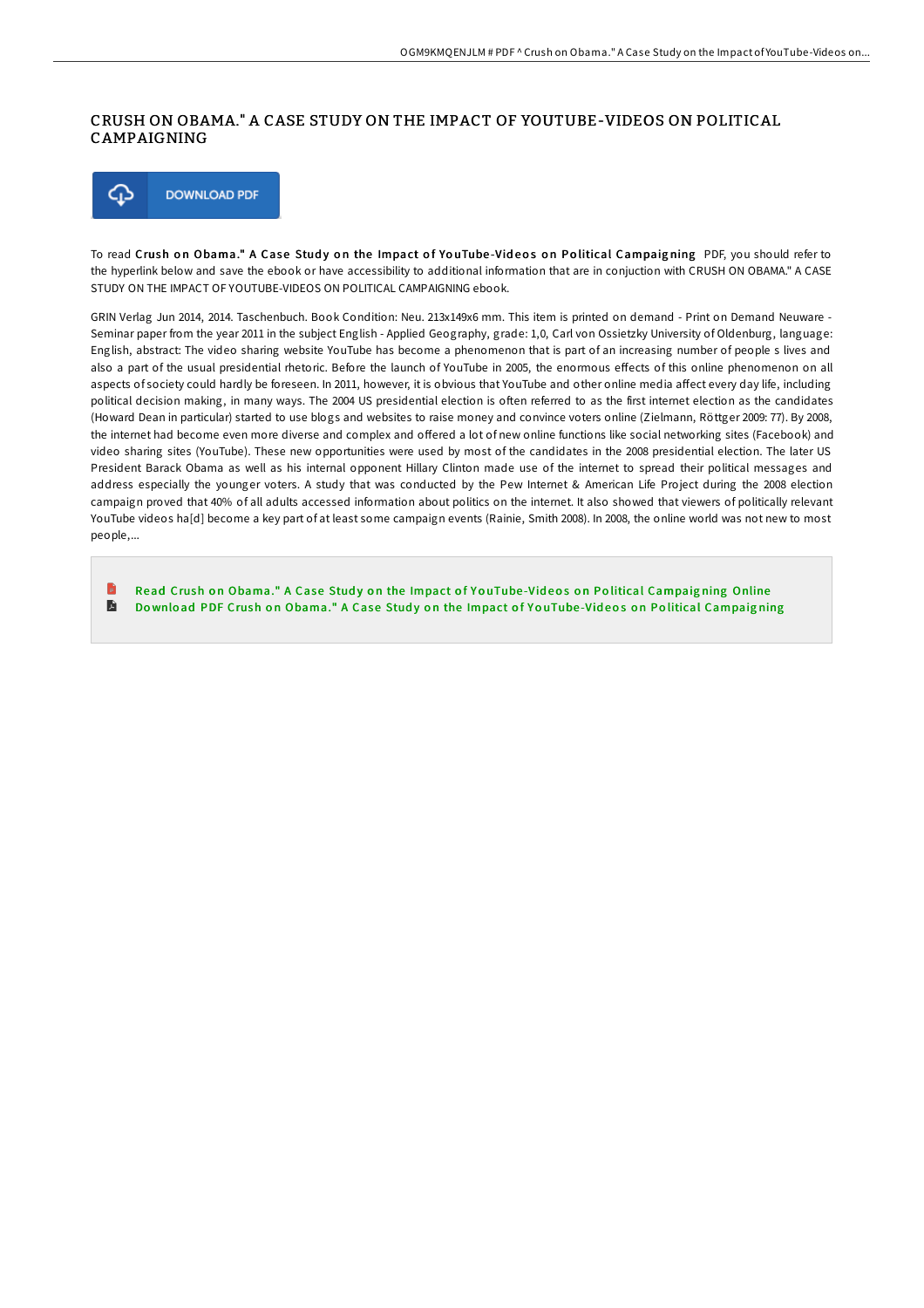# CRUSH ON OBAMA." A CASE STUDY ON THE IMPACT OF YOUTUBE-VIDEOS ON POLITICAL CAMPAIGNING

DOWNLOAD PDF

To read **Crush on Obama." A Case Study on the Impact of YouTube-Videos on Political Campaigning** PDF, you should refer to the hyperlink below and save the ebook or have accessibility to additional information that are in conjuction with CRUSH ON OBAMA." A CASE STUDY ON THE IMPACT OF YOUTUBE-VIDEOS ON POLITICAL CAMPAIGNING ebook.

GRIN Verlag Jun 2014, 2014. Taschenbuch. Book Condition: Neu. 213x149x6 mm. This item is printed on demand - Print on Demand Neuware - Seminar paper from the year 2011 in the subject English - Applied Geography, grade: 1,0, Carl von Ossietzky University of Oldenburg, language: English, abstract: The video sharing website YouTube has become a phenomenon that is part of an increasing number of people s lives and also a part of the usual presidential rhetoric. Before the launch of YouTube in 2005, the enormous effects of this online phenomenon on all aspects of society could hardly be foreseen. In 2011, however, it is obvious that YouTube and other online media affect every day life, including political decision making, in many ways. The 2004 US presidential election is often referred to as the first internet election as the candidates (Howard Dean in particular) started to use blogs and websites to raise money and convince voters online (Zielmann, Röttger 2009: 77). By 2008, the internet had become even more diverse and complex and offered a lot of new online functions like social networking sites (Facebook) and video sharing sites (YouTube). These new opportunities were used by most of the candidates in the 2008 presidential election. The later US President Barack Obama as well as his internal opponent Hillary Clinton made use of the internet to spread their political messages and address especially the younger voters. A study that was conducted by the Pew Internet & American Life Project during the 2008 election campaign proved that 40% of all adults accessed information about politics on the internet. It also showed that viewers of politically relevant YouTube videos ha[d] become a key part of at least some campaign events (Rainie, Smith 2008). In 2008, the online world was not new to most people,...

- Read Crush on Obama." A Case Study on the Impact of YouTube-Videos on Political Campaigning Online
- Download PDF Crush on Obama." A Case Study on the Impact of YouTube-Videos on Political Campaigning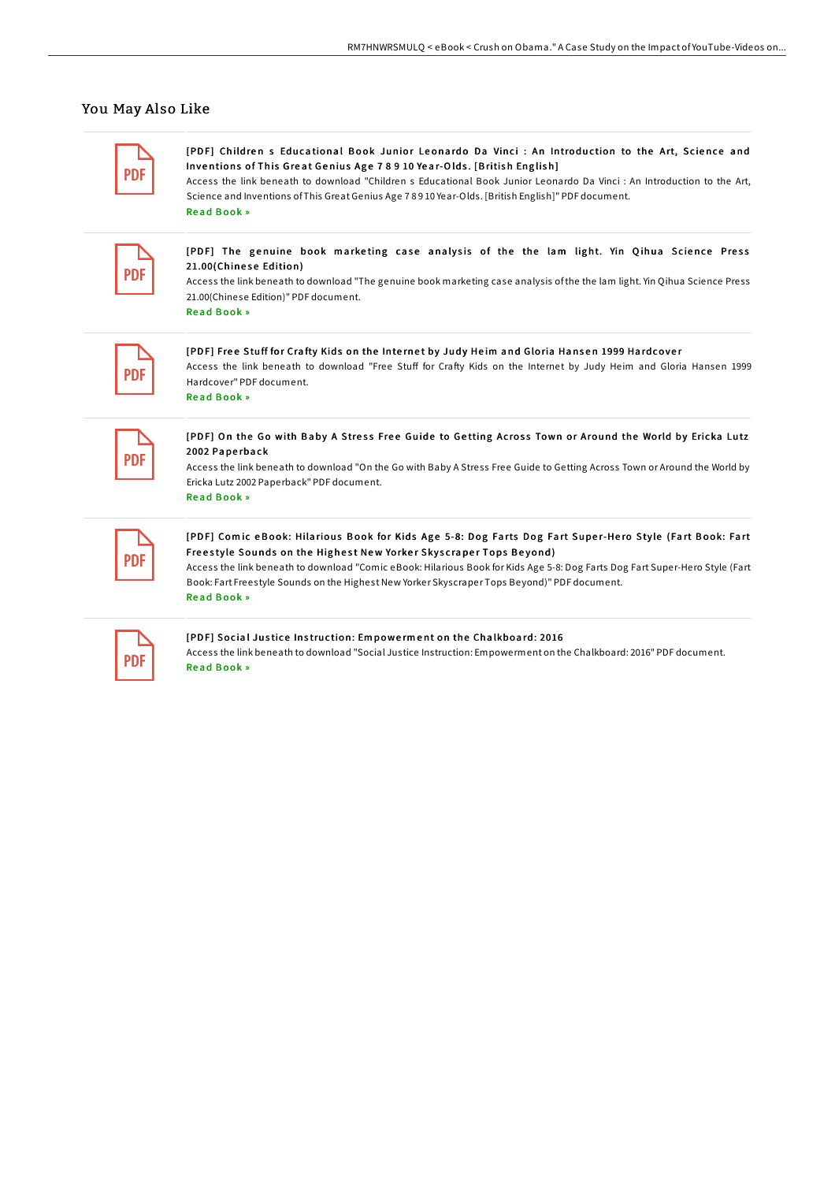## You May Also Like

PDF

[PDF] Children s Educational Book Junior Leonardo Da Vinci : An Introduction to the Art, Science and Inventions of This Great Genius Age 7 8 9 10 Year-Olds. [British English]

Access the link beneath to download "Children s Educational Book Junior Leonardo Da Vinci : An Introduction to the Art, Science and Inventions of This Great Genius Age 7 8 9 10 Year-Olds. [British English]" PDF document.

Read Book »

PDF

[PDF] The genuine book marketing case analysis of the the lam light. Yin Qihua Science Press 21.00(Chinese Edition)

Access the link beneath to download "The genuine book marketing case analysis of the the lam light. Yin Qihua Science Press 21.00(Chinese Edition)" PDF document.

Read Book »

PDF

[PDF] Free Stuff for Crafty Kids on the Internet by Judy Heim and Gloria Hansen 1999 Hardcover

Access the link beneath to download "Free Stuff for Crafty Kids on the Internet by Judy Heim and Gloria Hansen 1999 Hardcover" PDF document.

Read Book »

PDF

[PDF] On the Go with Baby A Stress Free Guide to Getting Across Town or Around the World by Ericka Lutz 2002 Paperback

Access the link beneath to download "On the Go with Baby A Stress Free Guide to Getting Across Town or Around the World by Ericka Lutz 2002 Paperback" PDF document.

Read Book »

PDF

[PDF] Comic eBook: Hilarious Book for Kids Age 5-8: Dog Farts Dog Fart Super-Hero Style (Fart Book: Fart Freestyle Sounds on the Highest New Yorker Skyscraper Tops Beyond)

Access the link beneath to download "Comic eBook: Hilarious Book for Kids Age 5-8: Dog Farts Dog Fart Super-Hero Style (Fart Book: Fart Freestyle Sounds on the Highest New Yorker Skyscraper Tops Beyond)" PDF document.

Read Book »

PDF

[PDF] Social Justice Instruction: Empowerment on the Chalkboard: 2016

Access the link beneath to download "Social Justice Instruction: Empowerment on the Chalkboard: 2016" PDF document.

Read Book »